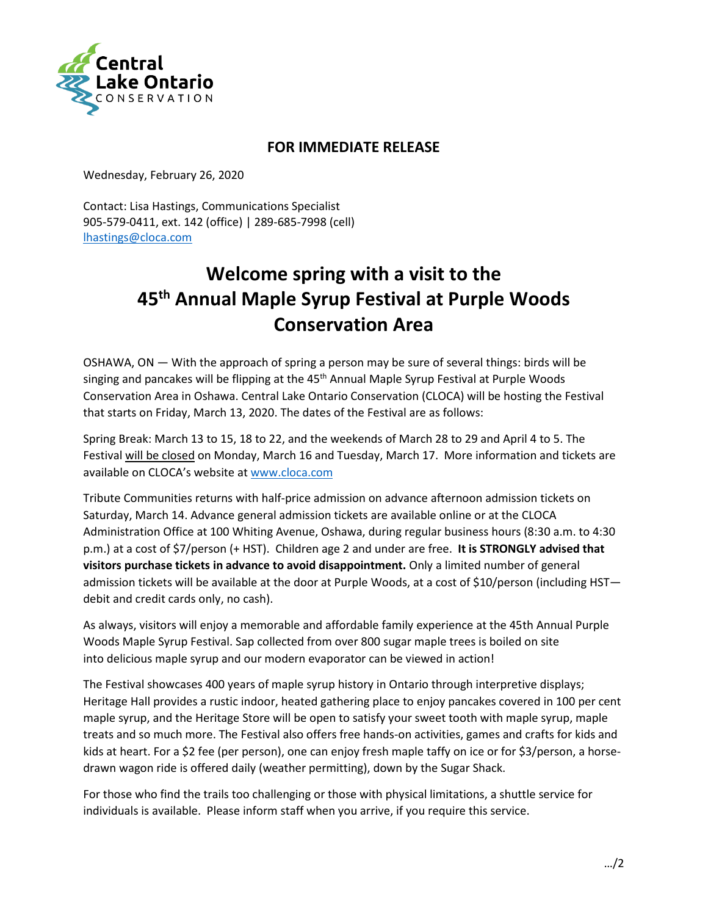Central Lake Ontario CONSERVATION

**FOR IMMEDIATE RELEASE**

Wednesday, February 26, 2020

Contact: Lisa Hastings, Communications Specialist
905-579-0411, ext. 142 (office) | 289-685-7998 (cell)
lhastings@cloca.com

# Welcome spring with a visit to the 45th Annual Maple Syrup Festival at Purple Woods Conservation Area

OSHAWA, ON — With the approach of spring a person may be sure of several things: birds will be singing and pancakes will be flipping at the 45th Annual Maple Syrup Festival at Purple Woods Conservation Area in Oshawa. Central Lake Ontario Conservation (CLOCA) will be hosting the Festival that starts on Friday, March 13, 2020. The dates of the Festival are as follows:

Spring Break: March 13 to 15, 18 to 22, and the weekends of March 28 to 29 and April 4 to 5. The Festival will be closed on Monday, March 16 and Tuesday, March 17. More information and tickets are available on CLOCA's website at www.cloca.com

Tribute Communities returns with half-price admission on advance afternoon admission tickets on Saturday, March 14. Advance general admission tickets are available online or at the CLOCA Administration Office at 100 Whiting Avenue, Oshawa, during regular business hours (8:30 a.m. to 4:30 p.m.) at a cost of $7/person (+ HST). Children age 2 and under are free. **It is STRONGLY advised that visitors purchase tickets in advance to avoid disappointment.** Only a limited number of general admission tickets will be available at the door at Purple Woods, at a cost of $10/person (including HST—debit and credit cards only, no cash).

As always, visitors will enjoy a memorable and affordable family experience at the 45th Annual Purple Woods Maple Syrup Festival. Sap collected from over 800 sugar maple trees is boiled on site into delicious maple syrup and our modern evaporator can be viewed in action!

The Festival showcases 400 years of maple syrup history in Ontario through interpretive displays; Heritage Hall provides a rustic indoor, heated gathering place to enjoy pancakes covered in 100 per cent maple syrup, and the Heritage Store will be open to satisfy your sweet tooth with maple syrup, maple treats and so much more. The Festival also offers free hands-on activities, games and crafts for kids and kids at heart. For a $2 fee (per person), one can enjoy fresh maple taffy on ice or for $3/person, a horse-drawn wagon ride is offered daily (weather permitting), down by the Sugar Shack.

For those who find the trails too challenging or those with physical limitations, a shuttle service for individuals is available. Please inform staff when you arrive, if you require this service.

…/2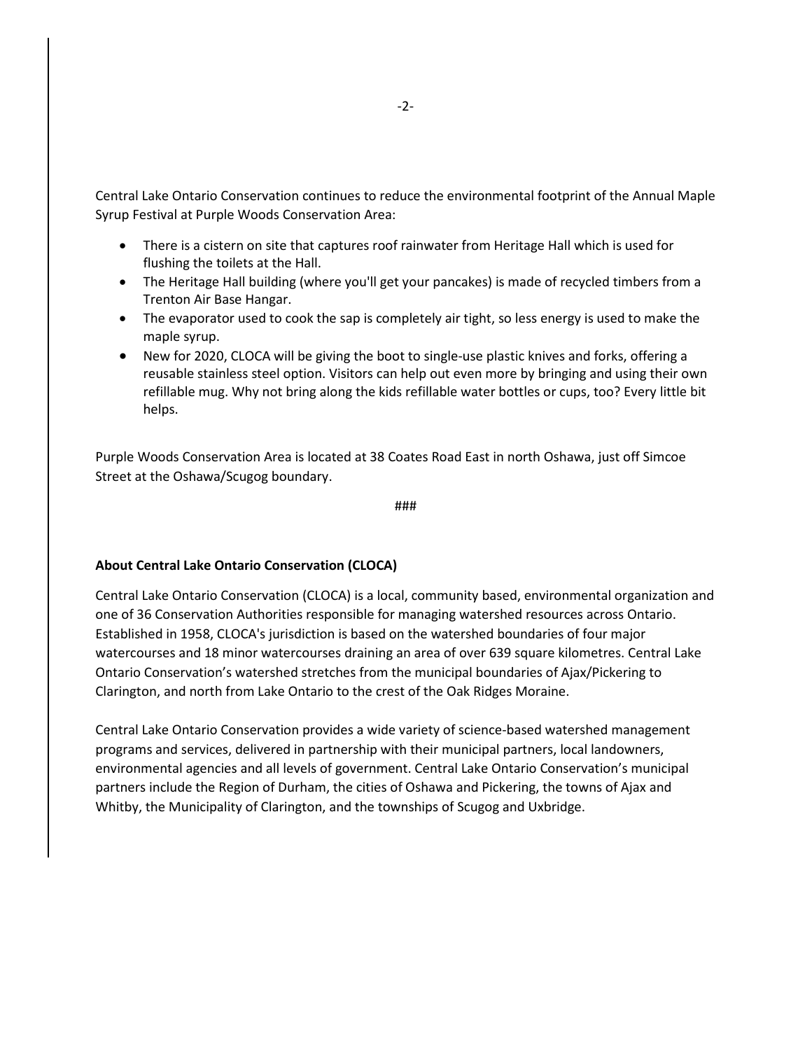Central Lake Ontario Conservation continues to reduce the environmental footprint of the Annual Maple Syrup Festival at Purple Woods Conservation Area:

- There is a cistern on site that captures roof rainwater from Heritage Hall which is used for flushing the toilets at the Hall.
- The Heritage Hall building (where you'll get your pancakes) is made of recycled timbers from a Trenton Air Base Hangar.
- The evaporator used to cook the sap is completely air tight, so less energy is used to make the maple syrup.
- New for 2020, CLOCA will be giving the boot to single-use plastic knives and forks, offering a reusable stainless steel option. Visitors can help out even more by bringing and using their own refillable mug. Why not bring along the kids refillable water bottles or cups, too? Every little bit helps.

Purple Woods Conservation Area is located at 38 Coates Road East in north Oshawa, just off Simcoe Street at the Oshawa/Scugog boundary.

###

**About Central Lake Ontario Conservation (CLOCA)**

Central Lake Ontario Conservation (CLOCA) is a local, community based, environmental organization and one of 36 Conservation Authorities responsible for managing watershed resources across Ontario. Established in 1958, CLOCA's jurisdiction is based on the watershed boundaries of four major watercourses and 18 minor watercourses draining an area of over 639 square kilometres. Central Lake Ontario Conservation's watershed stretches from the municipal boundaries of Ajax/Pickering to Clarington, and north from Lake Ontario to the crest of the Oak Ridges Moraine.

Central Lake Ontario Conservation provides a wide variety of science-based watershed management programs and services, delivered in partnership with their municipal partners, local landowners, environmental agencies and all levels of government. Central Lake Ontario Conservation's municipal partners include the Region of Durham, the cities of Oshawa and Pickering, the towns of Ajax and Whitby, the Municipality of Clarington, and the townships of Scugog and Uxbridge.